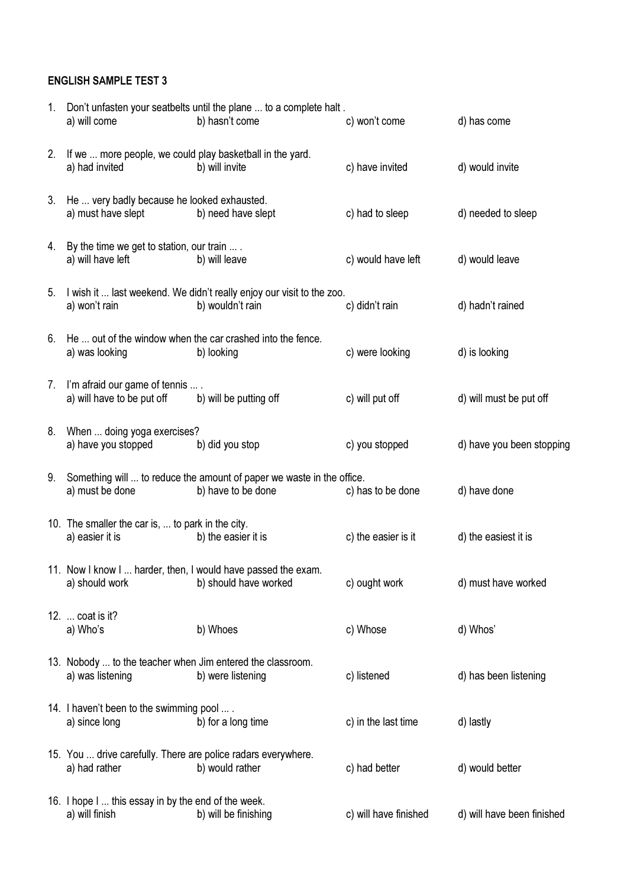**ENGLISH SAMPLE TEST 3**

1. Don't unfasten your seatbelts until the plane ... to a complete halt .
   a) will come   b) hasn't come   c) won't come   d) has come

2. If we ... more people, we could play basketball in the yard.
   a) had invited   b) will invite   c) have invited   d) would invite

3. He ... very badly because he looked exhausted.
   a) must have slept   b) need have slept   c) had to sleep   d) needed to sleep

4. By the time we get to station, our train ... .
   a) will have left   b) will leave   c) would have left   d) would leave

5. I wish it ... last weekend. We didn't really enjoy our visit to the zoo.
   a) won't rain   b) wouldn't rain   c) didn't rain   d) hadn't rained

6. He ... out of the window when the car crashed into the fence.
   a) was looking   b) looking   c) were looking   d) is looking

7. I'm afraid our game of tennis ... .
   a) will have to be put off   b) will be putting off   c) will put off   d) will must be put off

8. When ... doing yoga exercises?
   a) have you stopped   b) did you stop   c) you stopped   d) have you been stopping

9. Something will ... to reduce the amount of paper we waste in the office.
   a) must be done   b) have to be done   c) has to be done   d) have done

10. The smaller the car is, ... to park in the city.
    a) easier it is   b) the easier it is   c) the easier is it   d) the easiest it is

11. Now I know I ... harder, then, I would have passed the exam.
    a) should work   b) should have worked   c) ought work   d) must have worked

12. ... coat is it?
    a) Who's   b) Whoes   c) Whose   d) Whos'

13. Nobody ... to the teacher when Jim entered the classroom.
    a) was listening   b) were listening   c) listened   d) has been listening

14. I haven't been to the swimming pool ... .
    a) since long   b) for a long time   c) in the last time   d) lastly

15. You ... drive carefully. There are police radars everywhere.
    a) had rather   b) would rather   c) had better   d) would better

16. I hope I ... this essay in by the end of the week.
    a) will finish   b) will be finishing   c) will have finished   d) will have been finished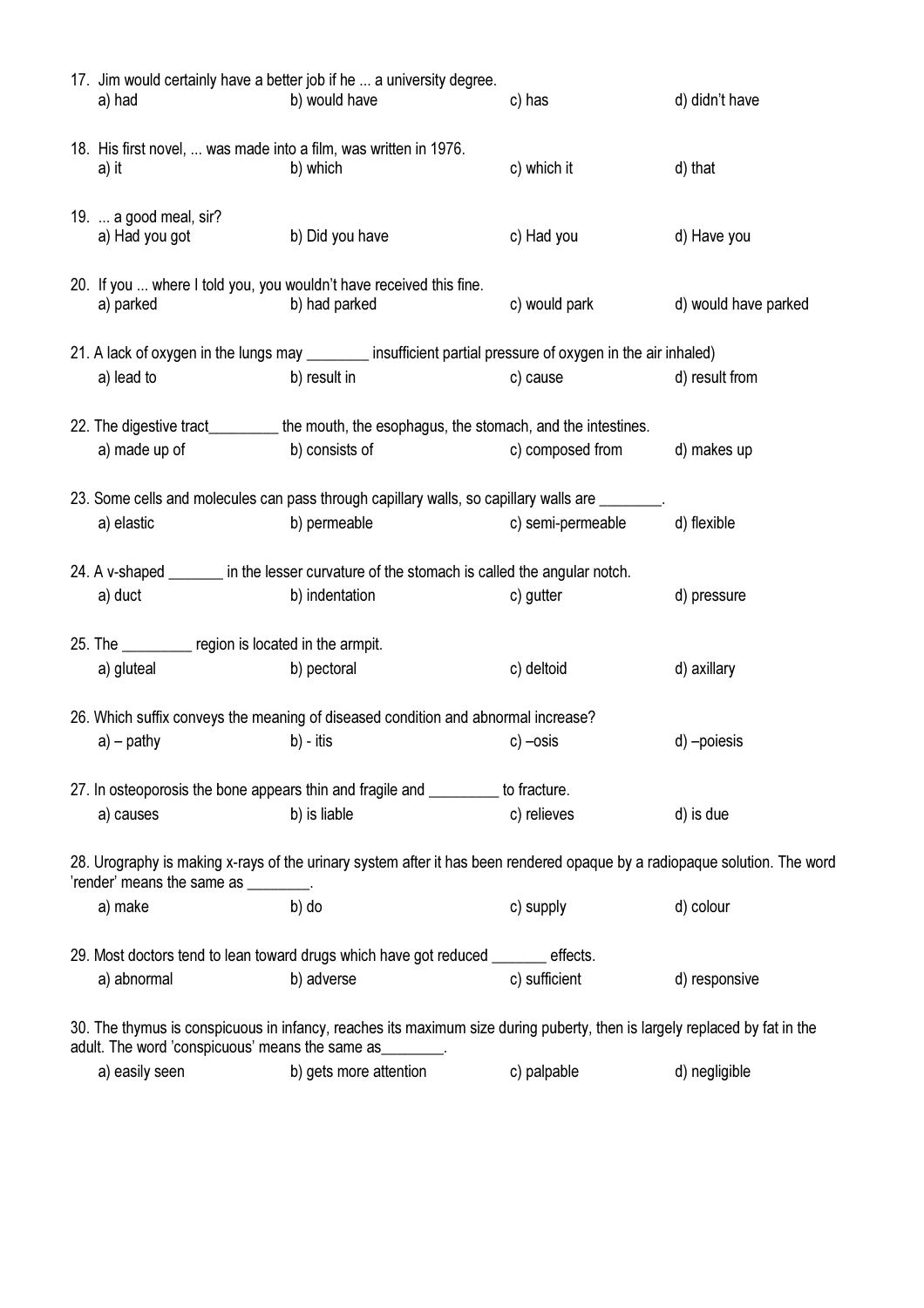17. Jim would certainly have a better job if he ... a university degree.
   a) had   b) would have   c) has   d) didn't have

18. His first novel, ... was made into a film, was written in 1976.
   a) it   b) which   c) which it   d) that

19. ... a good meal, sir?
   a) Had you got   b) Did you have   c) Had you   d) Have you

20. If you ... where I told you, you wouldn't have received this fine.
   a) parked   b) had parked   c) would park   d) would have parked

21. A lack of oxygen in the lungs may ________ insufficient partial pressure of oxygen in the air inhaled)
   a) lead to   b) result in   c) cause   d) result from

22. The digestive tract_________ the mouth, the esophagus, the stomach, and the intestines.
   a) made up of   b) consists of   c) composed from   d) makes up

23. Some cells and molecules can pass through capillary walls, so capillary walls are ________.
   a) elastic   b) permeable   c) semi-permeable   d) flexible

24. A v-shaped _______ in the lesser curvature of the stomach is called the angular notch.
   a) duct   b) indentation   c) gutter   d) pressure

25. The _________ region is located in the armpit.
   a) gluteal   b) pectoral   c) deltoid   d) axillary

26. Which suffix conveys the meaning of diseased condition and abnormal increase?
   a) – pathy   b) - itis   c) –osis   d) –poiesis

27. In osteoporosis the bone appears thin and fragile and _________ to fracture.
   a) causes   b) is liable   c) relieves   d) is due

28. Urography is making x-rays of the urinary system after it has been rendered opaque by a radiopaque solution. The word 'render' means the same as ________.
   a) make   b) do   c) supply   d) colour

29. Most doctors tend to lean toward drugs which have got reduced _______ effects.
   a) abnormal   b) adverse   c) sufficient   d) responsive

30. The thymus is conspicuous in infancy, reaches its maximum size during puberty, then is largely replaced by fat in the adult. The word 'conspicuous' means the same as________.
   a) easily seen   b) gets more attention   c) palpable   d) negligible